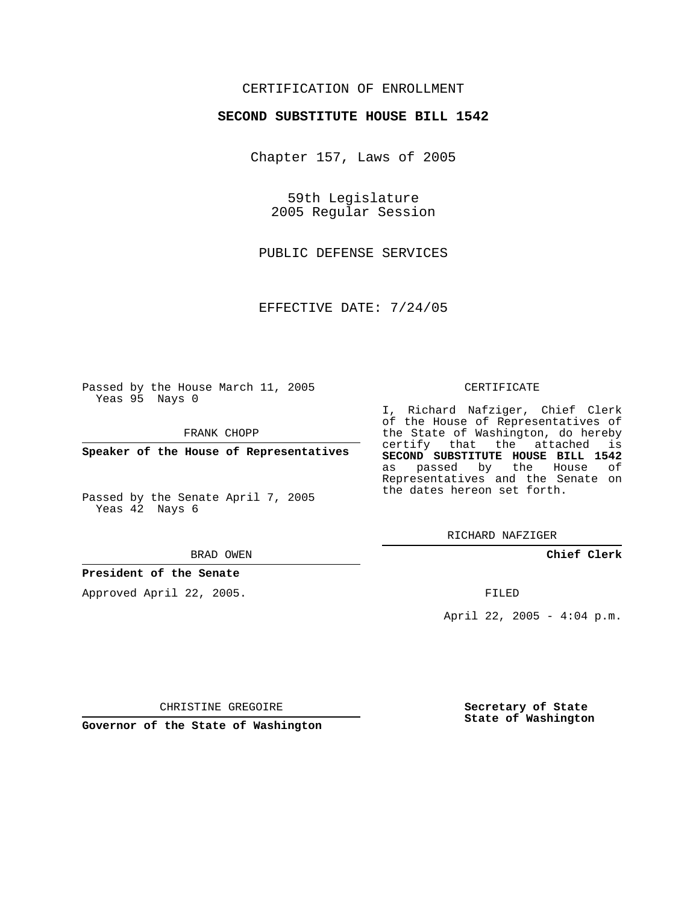CERTIFICATION OF ENROLLMENT

**SECOND SUBSTITUTE HOUSE BILL 1542**

Chapter 157, Laws of 2005

59th Legislature
2005 Regular Session

PUBLIC DEFENSE SERVICES

EFFECTIVE DATE: 7/24/05

Passed by the House March 11, 2005
Yeas 95 Nays 0

FRANK CHOPP

**Speaker of the House of Representatives**

Passed by the Senate April 7, 2005
Yeas 42 Nays 6

BRAD OWEN

**President of the Senate**

Approved April 22, 2005.

CHRISTINE GREGOIRE

**Governor of the State of Washington**

CERTIFICATE

I, Richard Nafziger, Chief Clerk of the House of Representatives of the State of Washington, do hereby certify that the attached is **SECOND SUBSTITUTE HOUSE BILL 1542** as passed by the House of Representatives and the Senate on the dates hereon set forth.

RICHARD NAFZIGER

**Chief Clerk**

FILED

April 22, 2005 - 4:04 p.m.

**Secretary of State**
**State of Washington**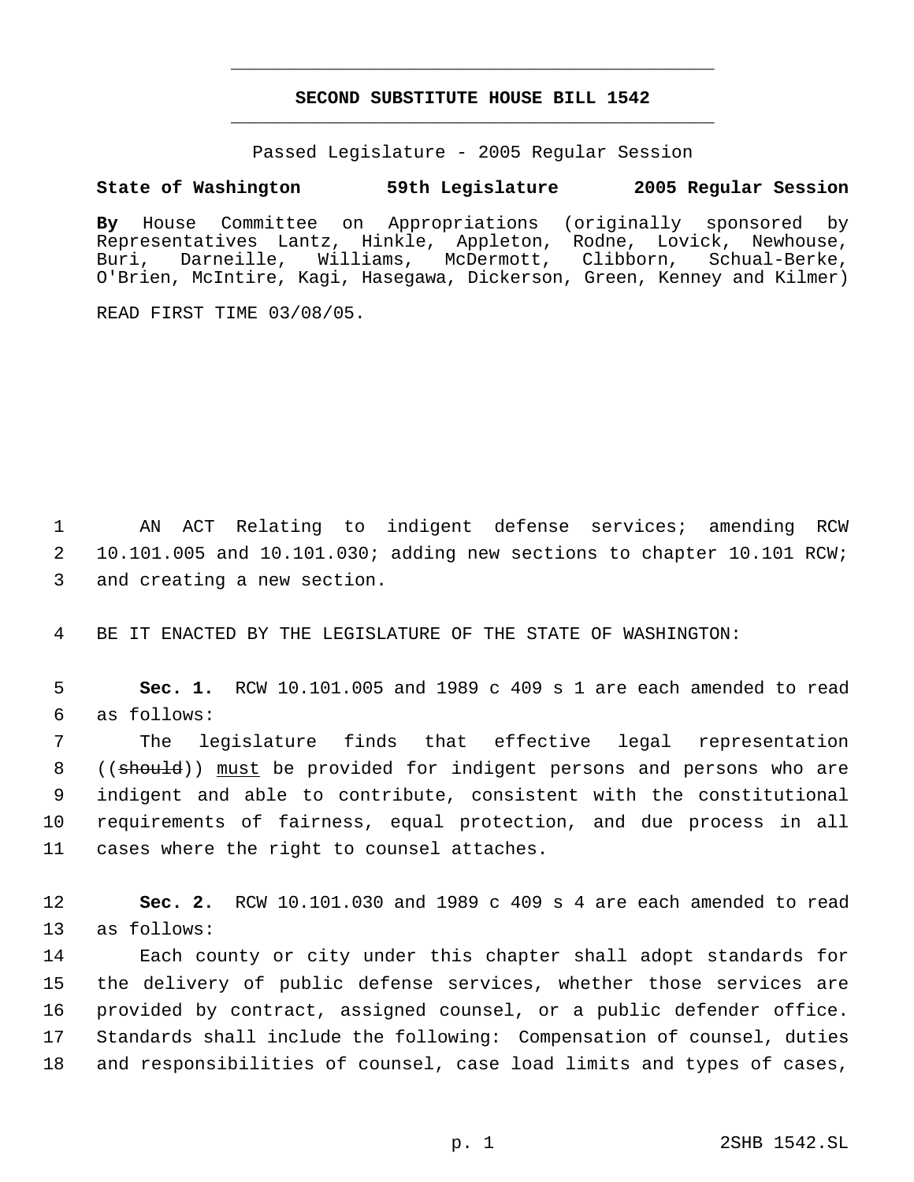# SECOND SUBSTITUTE HOUSE BILL 1542

Passed Legislature - 2005 Regular Session

**State of Washington 59th Legislature 2005 Regular Session**

**By** House Committee on Appropriations (originally sponsored by Representatives Lantz, Hinkle, Appleton, Rodne, Lovick, Newhouse, Buri, Darneille, Williams, McDermott, Clibborn, Schual-Berke, O'Brien, McIntire, Kagi, Hasegawa, Dickerson, Green, Kenney and Kilmer)

READ FIRST TIME 03/08/05.

1 AN ACT Relating to indigent defense services; amending RCW
2 10.101.005 and 10.101.030; adding new sections to chapter 10.101 RCW;
3 and creating a new section.

4 BE IT ENACTED BY THE LEGISLATURE OF THE STATE OF WASHINGTON:

5 **Sec. 1.** RCW 10.101.005 and 1989 c 409 s 1 are each amended to read
6 as follows:

7 The legislature finds that effective legal representation
8 ((~~should~~)) <u>must</u> be provided for indigent persons and persons who are
9 indigent and able to contribute, consistent with the constitutional
10 requirements of fairness, equal protection, and due process in all
11 cases where the right to counsel attaches.

12 **Sec. 2.** RCW 10.101.030 and 1989 c 409 s 4 are each amended to read
13 as follows:

14 Each county or city under this chapter shall adopt standards for
15 the delivery of public defense services, whether those services are
16 provided by contract, assigned counsel, or a public defender office.
17 Standards shall include the following: Compensation of counsel, duties
18 and responsibilities of counsel, case load limits and types of cases,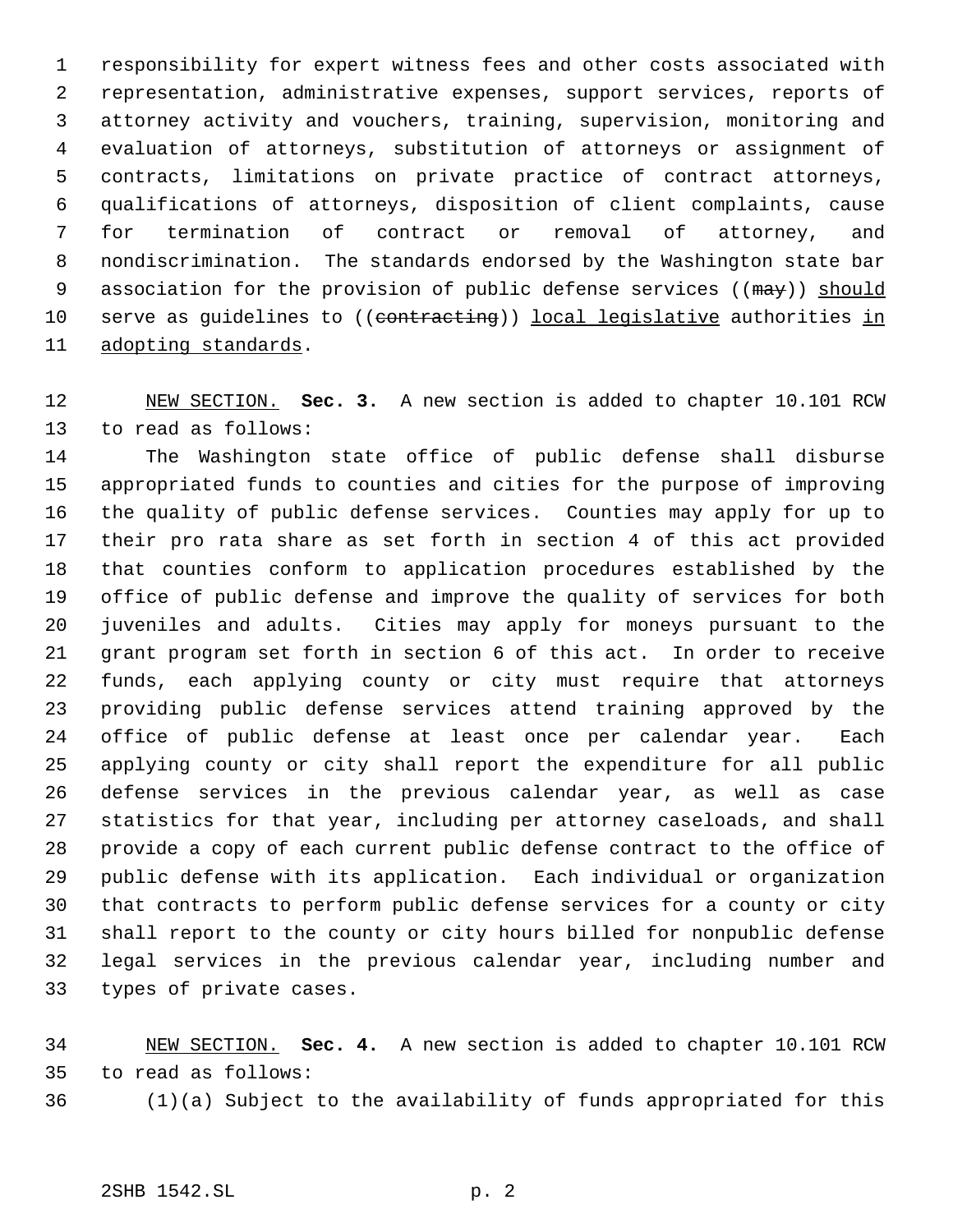responsibility for expert witness fees and other costs associated with representation, administrative expenses, support services, reports of attorney activity and vouchers, training, supervision, monitoring and evaluation of attorneys, substitution of attorneys or assignment of contracts, limitations on private practice of contract attorneys, qualifications of attorneys, disposition of client complaints, cause for termination of contract or removal of attorney, and nondiscrimination. The standards endorsed by the Washington state bar association for the provision of public defense services ((~~may~~)) should serve as guidelines to ((~~contracting~~)) local legislative authorities in adopting standards.

NEW SECTION. **Sec. 3.** A new section is added to chapter 10.101 RCW to read as follows:

The Washington state office of public defense shall disburse appropriated funds to counties and cities for the purpose of improving the quality of public defense services. Counties may apply for up to their pro rata share as set forth in section 4 of this act provided that counties conform to application procedures established by the office of public defense and improve the quality of services for both juveniles and adults. Cities may apply for moneys pursuant to the grant program set forth in section 6 of this act. In order to receive funds, each applying county or city must require that attorneys providing public defense services attend training approved by the office of public defense at least once per calendar year. Each applying county or city shall report the expenditure for all public defense services in the previous calendar year, as well as case statistics for that year, including per attorney caseloads, and shall provide a copy of each current public defense contract to the office of public defense with its application. Each individual or organization that contracts to perform public defense services for a county or city shall report to the county or city hours billed for nonpublic defense legal services in the previous calendar year, including number and types of private cases.

NEW SECTION. **Sec. 4.** A new section is added to chapter 10.101 RCW to read as follows:

(1)(a) Subject to the availability of funds appropriated for this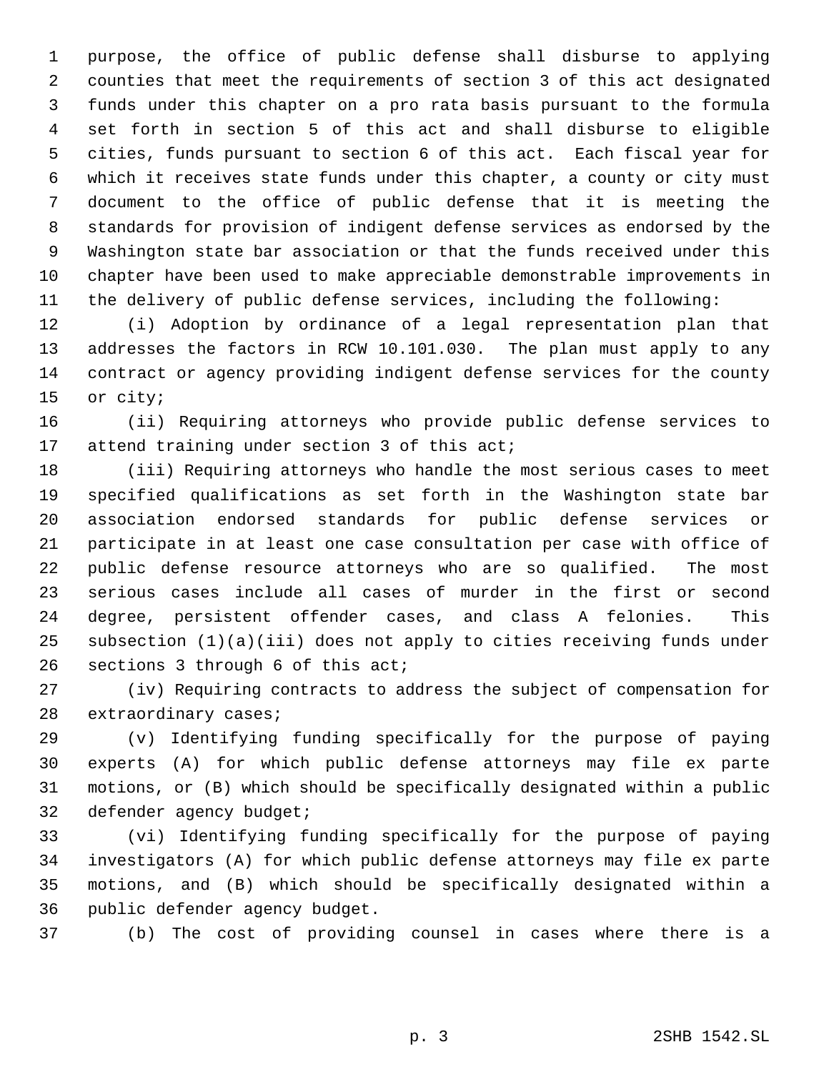purpose, the office of public defense shall disburse to applying counties that meet the requirements of section 3 of this act designated funds under this chapter on a pro rata basis pursuant to the formula set forth in section 5 of this act and shall disburse to eligible cities, funds pursuant to section 6 of this act. Each fiscal year for which it receives state funds under this chapter, a county or city must document to the office of public defense that it is meeting the standards for provision of indigent defense services as endorsed by the Washington state bar association or that the funds received under this chapter have been used to make appreciable demonstrable improvements in the delivery of public defense services, including the following:

(i) Adoption by ordinance of a legal representation plan that addresses the factors in RCW 10.101.030. The plan must apply to any contract or agency providing indigent defense services for the county or city;

(ii) Requiring attorneys who provide public defense services to attend training under section 3 of this act;

(iii) Requiring attorneys who handle the most serious cases to meet specified qualifications as set forth in the Washington state bar association endorsed standards for public defense services or participate in at least one case consultation per case with office of public defense resource attorneys who are so qualified. The most serious cases include all cases of murder in the first or second degree, persistent offender cases, and class A felonies. This subsection (1)(a)(iii) does not apply to cities receiving funds under sections 3 through 6 of this act;

(iv) Requiring contracts to address the subject of compensation for extraordinary cases;

(v) Identifying funding specifically for the purpose of paying experts (A) for which public defense attorneys may file ex parte motions, or (B) which should be specifically designated within a public defender agency budget;

(vi) Identifying funding specifically for the purpose of paying investigators (A) for which public defense attorneys may file ex parte motions, and (B) which should be specifically designated within a public defender agency budget.

(b) The cost of providing counsel in cases where there is a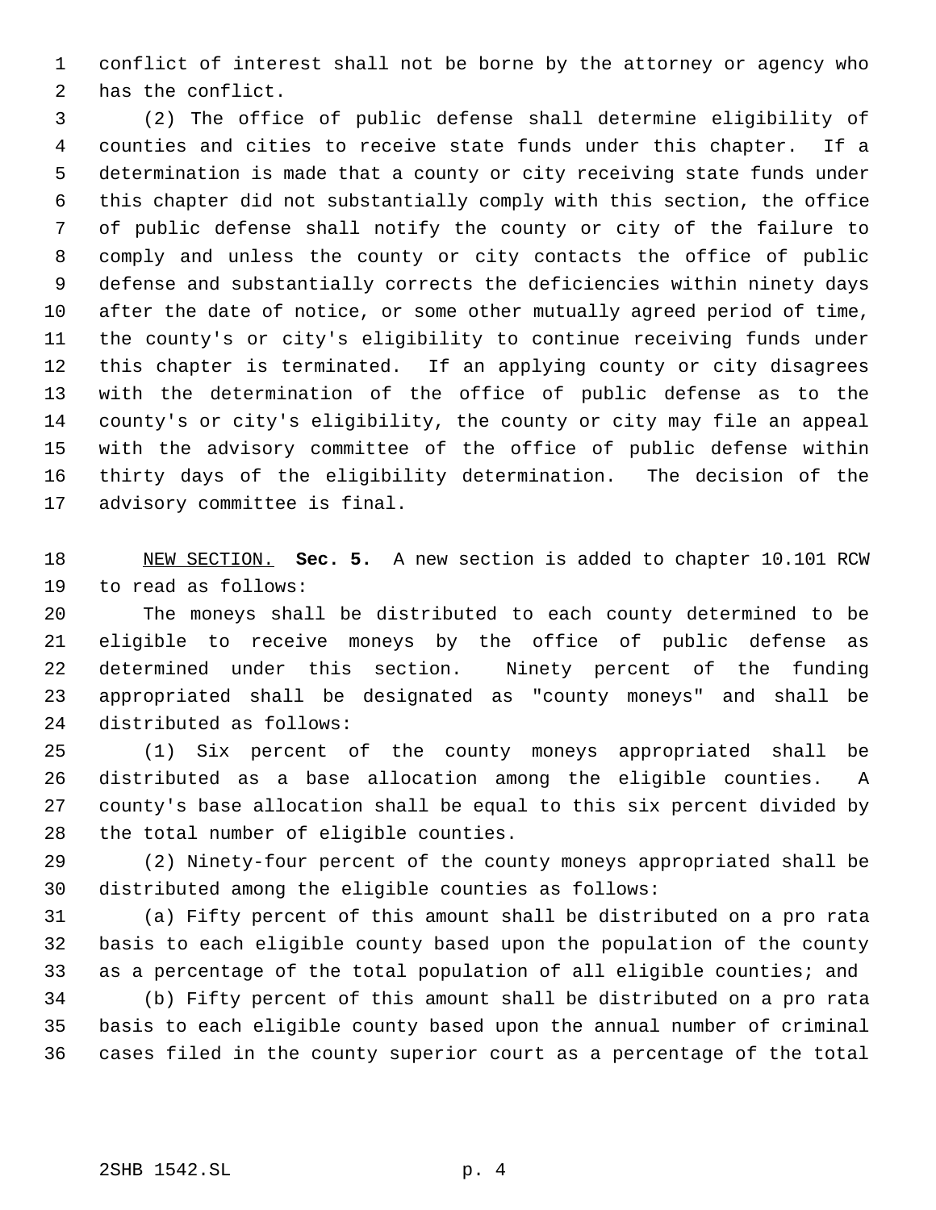conflict of interest shall not be borne by the attorney or agency who has the conflict.

(2) The office of public defense shall determine eligibility of counties and cities to receive state funds under this chapter. If a determination is made that a county or city receiving state funds under this chapter did not substantially comply with this section, the office of public defense shall notify the county or city of the failure to comply and unless the county or city contacts the office of public defense and substantially corrects the deficiencies within ninety days after the date of notice, or some other mutually agreed period of time, the county's or city's eligibility to continue receiving funds under this chapter is terminated. If an applying county or city disagrees with the determination of the office of public defense as to the county's or city's eligibility, the county or city may file an appeal with the advisory committee of the office of public defense within thirty days of the eligibility determination. The decision of the advisory committee is final.

NEW SECTION. **Sec. 5.** A new section is added to chapter 10.101 RCW to read as follows:

The moneys shall be distributed to each county determined to be eligible to receive moneys by the office of public defense as determined under this section. Ninety percent of the funding appropriated shall be designated as "county moneys" and shall be distributed as follows:

(1) Six percent of the county moneys appropriated shall be distributed as a base allocation among the eligible counties. A county's base allocation shall be equal to this six percent divided by the total number of eligible counties.

(2) Ninety-four percent of the county moneys appropriated shall be distributed among the eligible counties as follows:

(a) Fifty percent of this amount shall be distributed on a pro rata basis to each eligible county based upon the population of the county as a percentage of the total population of all eligible counties; and

(b) Fifty percent of this amount shall be distributed on a pro rata basis to each eligible county based upon the annual number of criminal cases filed in the county superior court as a percentage of the total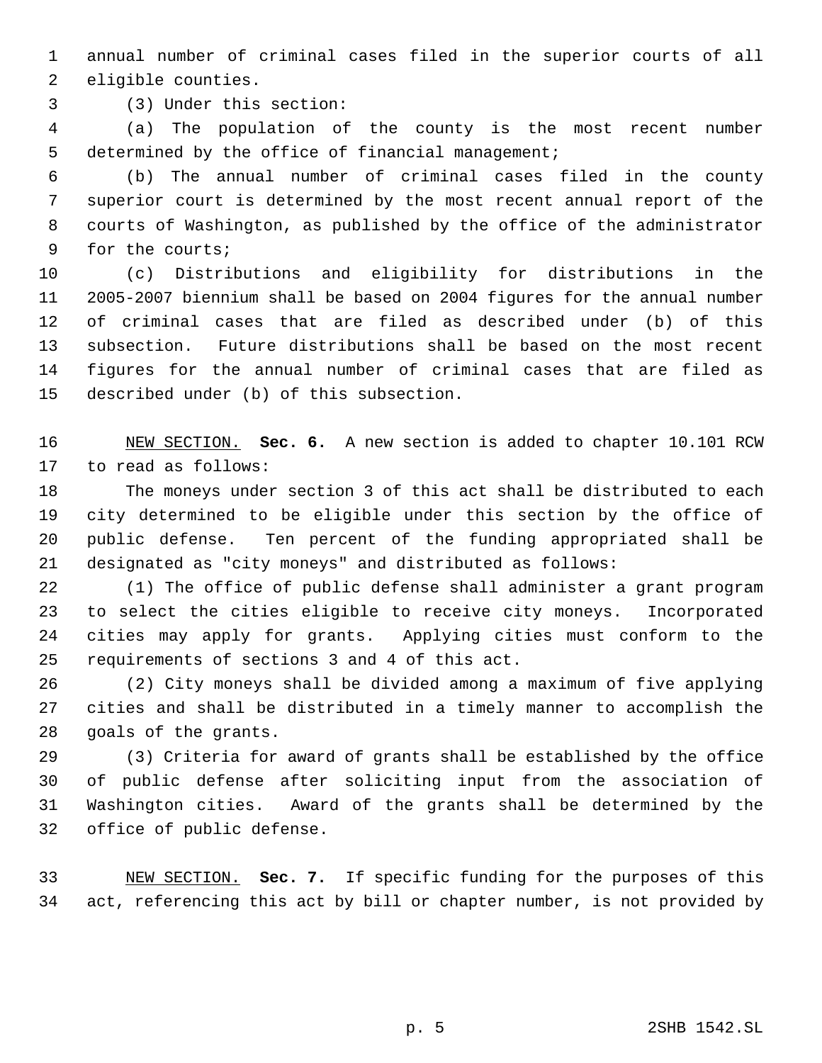annual number of criminal cases filed in the superior courts of all eligible counties.

(3) Under this section:

(a) The population of the county is the most recent number determined by the office of financial management;

(b) The annual number of criminal cases filed in the county superior court is determined by the most recent annual report of the courts of Washington, as published by the office of the administrator for the courts;

(c) Distributions and eligibility for distributions in the 2005-2007 biennium shall be based on 2004 figures for the annual number of criminal cases that are filed as described under (b) of this subsection. Future distributions shall be based on the most recent figures for the annual number of criminal cases that are filed as described under (b) of this subsection.

NEW SECTION. **Sec. 6.** A new section is added to chapter 10.101 RCW to read as follows:

The moneys under section 3 of this act shall be distributed to each city determined to be eligible under this section by the office of public defense. Ten percent of the funding appropriated shall be designated as "city moneys" and distributed as follows:

(1) The office of public defense shall administer a grant program to select the cities eligible to receive city moneys. Incorporated cities may apply for grants. Applying cities must conform to the requirements of sections 3 and 4 of this act.

(2) City moneys shall be divided among a maximum of five applying cities and shall be distributed in a timely manner to accomplish the goals of the grants.

(3) Criteria for award of grants shall be established by the office of public defense after soliciting input from the association of Washington cities. Award of the grants shall be determined by the office of public defense.

NEW SECTION. **Sec. 7.** If specific funding for the purposes of this act, referencing this act by bill or chapter number, is not provided by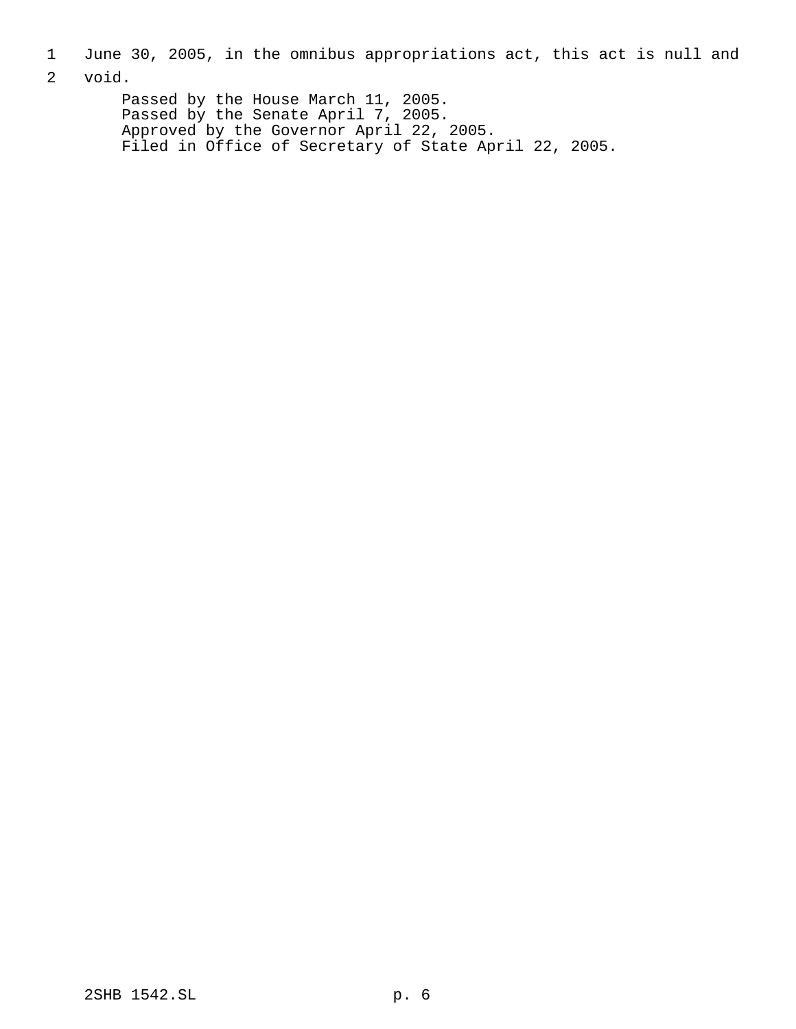June 30, 2005, in the omnibus appropriations act, this act is null and void.

Passed by the House March 11, 2005.
Passed by the Senate April 7, 2005.
Approved by the Governor April 22, 2005.
Filed in Office of Secretary of State April 22, 2005.